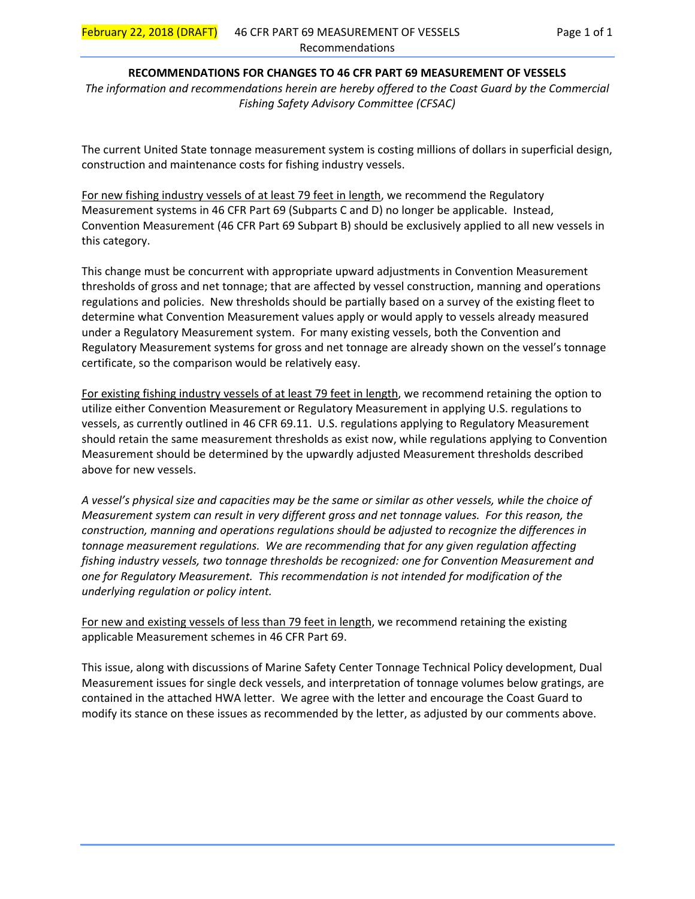# RECOMMENDATIONS FOR CHANGES TO 46 CFR PART 69 MEASUREMENT OF VESSELS

*The information and recommendations herein are hereby offered to the Coast Guard by the Commercial Fishing Safety Advisory Committee (CFSAC)*

The current United State tonnage measurement system is costing millions of dollars in superficial design, construction and maintenance costs for fishing industry vessels.

<u>For new fishing industry vessels of at least 79 feet in length</u>, we recommend the Regulatory Measurement systems in 46 CFR Part 69 (Subparts C and D) no longer be applicable. Instead, Convention Measurement (46 CFR Part 69 Subpart B) should be exclusively applied to all new vessels in this category.

This change must be concurrent with appropriate upward adjustments in Convention Measurement thresholds of gross and net tonnage; that are affected by vessel construction, manning and operations regulations and policies. New thresholds should be partially based on a survey of the existing fleet to determine what Convention Measurement values apply or would apply to vessels already measured under a Regulatory Measurement system. For many existing vessels, both the Convention and Regulatory Measurement systems for gross and net tonnage are already shown on the vessel's tonnage certificate, so the comparison would be relatively easy.

<u>For existing fishing industry vessels of at least 79 feet in length</u>, we recommend retaining the option to utilize either Convention Measurement or Regulatory Measurement in applying U.S. regulations to vessels, as currently outlined in 46 CFR 69.11. U.S. regulations applying to Regulatory Measurement should retain the same measurement thresholds as exist now, while regulations applying to Convention Measurement should be determined by the upwardly adjusted Measurement thresholds described above for new vessels.

*A vessel's physical size and capacities may be the same or similar as other vessels, while the choice of Measurement system can result in very different gross and net tonnage values. For this reason, the construction, manning and operations regulations should be adjusted to recognize the differences in tonnage measurement regulations. We are recommending that for any given regulation affecting fishing industry vessels, two tonnage thresholds be recognized: one for Convention Measurement and one for Regulatory Measurement. This recommendation is not intended for modification of the underlying regulation or policy intent.*

<u>For new and existing vessels of less than 79 feet in length</u>, we recommend retaining the existing applicable Measurement schemes in 46 CFR Part 69.

This issue, along with discussions of Marine Safety Center Tonnage Technical Policy development, Dual Measurement issues for single deck vessels, and interpretation of tonnage volumes below gratings, are contained in the attached HWA letter. We agree with the letter and encourage the Coast Guard to modify its stance on these issues as recommended by the letter, as adjusted by our comments above.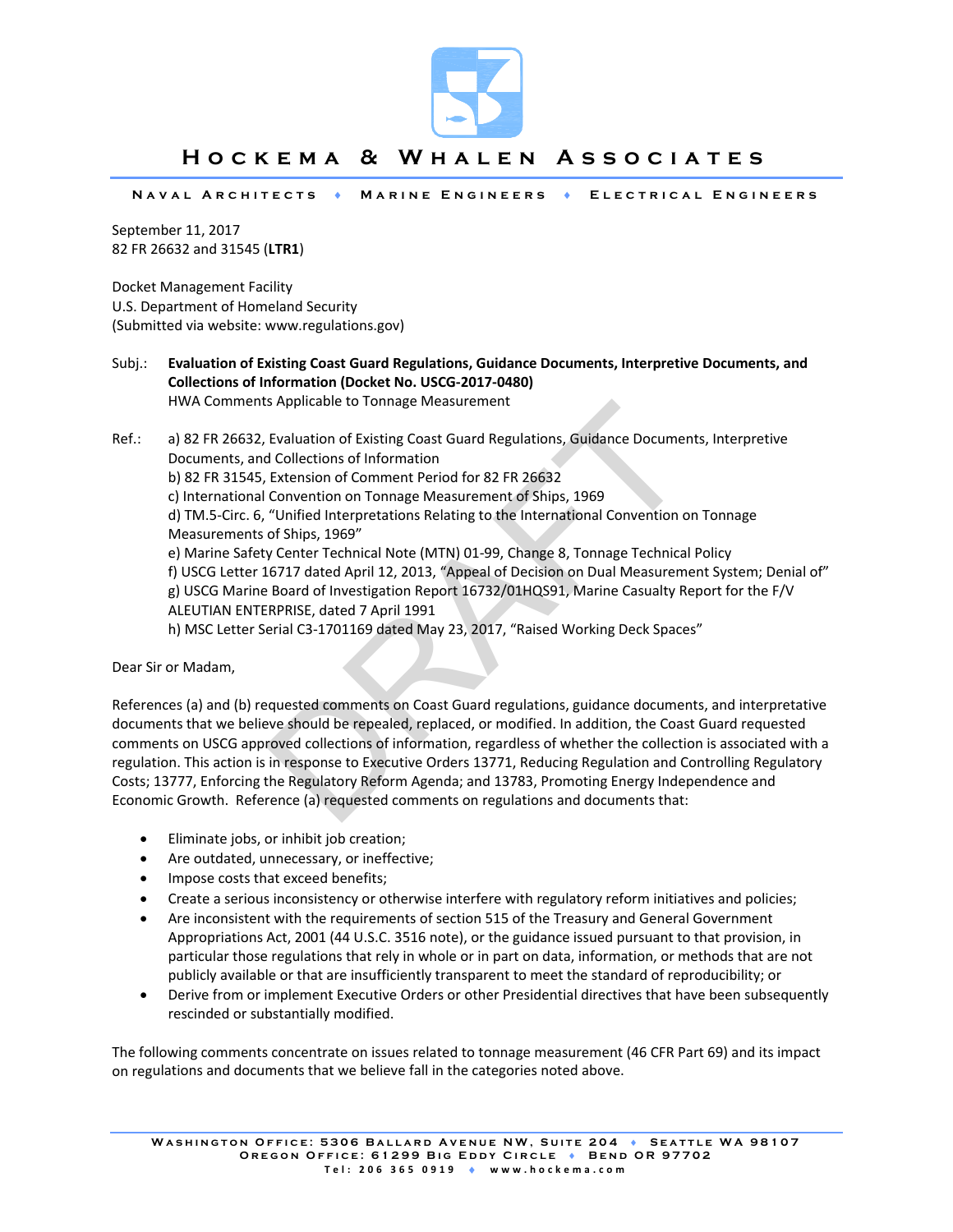September 11, 2017
82 FR 26632 and 31545 (**LTR1**)

Docket Management Facility
U.S. Department of Homeland Security
(Submitted via website: www.regulations.gov)

Subj.: **Evaluation of Existing Coast Guard Regulations, Guidance Documents, Interpretive Documents, and Collections of Information (Docket No. USCG-2017-0480)**
HWA Comments Applicable to Tonnage Measurement

Ref.: a) 82 FR 26632, Evaluation of Existing Coast Guard Regulations, Guidance Documents, Interpretive Documents, and Collections of Information
b) 82 FR 31545, Extension of Comment Period for 82 FR 26632
c) International Convention on Tonnage Measurement of Ships, 1969
d) TM.5-Circ. 6, "Unified Interpretations Relating to the International Convention on Tonnage Measurements of Ships, 1969"
e) Marine Safety Center Technical Note (MTN) 01-99, Change 8, Tonnage Technical Policy
f) USCG Letter 16717 dated April 12, 2013, "Appeal of Decision on Dual Measurement System; Denial of"
g) USCG Marine Board of Investigation Report 16732/01HQS91, Marine Casualty Report for the F/V ALEUTIAN ENTERPRISE, dated 7 April 1991
h) MSC Letter Serial C3-1701169 dated May 23, 2017, "Raised Working Deck Spaces"

Dear Sir or Madam,

References (a) and (b) requested comments on Coast Guard regulations, guidance documents, and interpretative documents that we believe should be repealed, replaced, or modified. In addition, the Coast Guard requested comments on USCG approved collections of information, regardless of whether the collection is associated with a regulation. This action is in response to Executive Orders 13771, Reducing Regulation and Controlling Regulatory Costs; 13777, Enforcing the Regulatory Reform Agenda; and 13783, Promoting Energy Independence and Economic Growth. Reference (a) requested comments on regulations and documents that:

- Eliminate jobs, or inhibit job creation;
- Are outdated, unnecessary, or ineffective;
- Impose costs that exceed benefits;
- Create a serious inconsistency or otherwise interfere with regulatory reform initiatives and policies;
- Are inconsistent with the requirements of section 515 of the Treasury and General Government Appropriations Act, 2001 (44 U.S.C. 3516 note), or the guidance issued pursuant to that provision, in particular those regulations that rely in whole or in part on data, information, or methods that are not publicly available or that are insufficiently transparent to meet the standard of reproducibility; or
- Derive from or implement Executive Orders or other Presidential directives that have been subsequently rescinded or substantially modified.

The following comments concentrate on issues related to tonnage measurement (46 CFR Part 69) and its impact on regulations and documents that we believe fall in the categories noted above.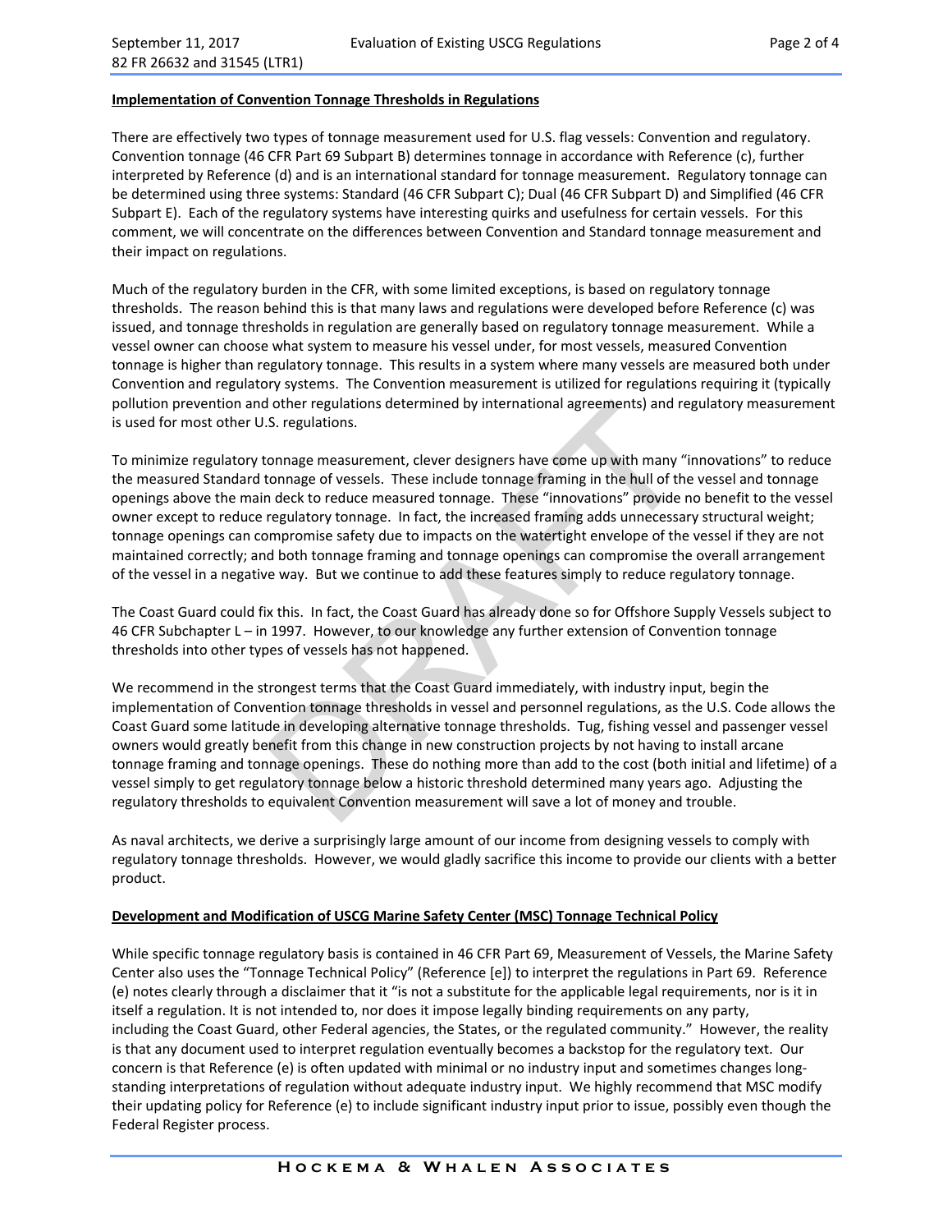**Implementation of Convention Tonnage Thresholds in Regulations**

There are effectively two types of tonnage measurement used for U.S. flag vessels: Convention and regulatory. Convention tonnage (46 CFR Part 69 Subpart B) determines tonnage in accordance with Reference (c), further interpreted by Reference (d) and is an international standard for tonnage measurement. Regulatory tonnage can be determined using three systems: Standard (46 CFR Subpart C); Dual (46 CFR Subpart D) and Simplified (46 CFR Subpart E). Each of the regulatory systems have interesting quirks and usefulness for certain vessels. For this comment, we will concentrate on the differences between Convention and Standard tonnage measurement and their impact on regulations.

Much of the regulatory burden in the CFR, with some limited exceptions, is based on regulatory tonnage thresholds. The reason behind this is that many laws and regulations were developed before Reference (c) was issued, and tonnage thresholds in regulation are generally based on regulatory tonnage measurement. While a vessel owner can choose what system to measure his vessel under, for most vessels, measured Convention tonnage is higher than regulatory tonnage. This results in a system where many vessels are measured both under Convention and regulatory systems. The Convention measurement is utilized for regulations requiring it (typically pollution prevention and other regulations determined by international agreements) and regulatory measurement is used for most other U.S. regulations.

To minimize regulatory tonnage measurement, clever designers have come up with many "innovations" to reduce the measured Standard tonnage of vessels. These include tonnage framing in the hull of the vessel and tonnage openings above the main deck to reduce measured tonnage. These "innovations" provide no benefit to the vessel owner except to reduce regulatory tonnage. In fact, the increased framing adds unnecessary structural weight; tonnage openings can compromise safety due to impacts on the watertight envelope of the vessel if they are not maintained correctly; and both tonnage framing and tonnage openings can compromise the overall arrangement of the vessel in a negative way. But we continue to add these features simply to reduce regulatory tonnage.

The Coast Guard could fix this. In fact, the Coast Guard has already done so for Offshore Supply Vessels subject to 46 CFR Subchapter L – in 1997. However, to our knowledge any further extension of Convention tonnage thresholds into other types of vessels has not happened.

We recommend in the strongest terms that the Coast Guard immediately, with industry input, begin the implementation of Convention tonnage thresholds in vessel and personnel regulations, as the U.S. Code allows the Coast Guard some latitude in developing alternative tonnage thresholds. Tug, fishing vessel and passenger vessel owners would greatly benefit from this change in new construction projects by not having to install arcane tonnage framing and tonnage openings. These do nothing more than add to the cost (both initial and lifetime) of a vessel simply to get regulatory tonnage below a historic threshold determined many years ago. Adjusting the regulatory thresholds to equivalent Convention measurement will save a lot of money and trouble.

As naval architects, we derive a surprisingly large amount of our income from designing vessels to comply with regulatory tonnage thresholds. However, we would gladly sacrifice this income to provide our clients with a better product.

**Development and Modification of USCG Marine Safety Center (MSC) Tonnage Technical Policy**

While specific tonnage regulatory basis is contained in 46 CFR Part 69, Measurement of Vessels, the Marine Safety Center also uses the "Tonnage Technical Policy" (Reference [e]) to interpret the regulations in Part 69. Reference (e) notes clearly through a disclaimer that it "is not a substitute for the applicable legal requirements, nor is it in itself a regulation. It is not intended to, nor does it impose legally binding requirements on any party, including the Coast Guard, other Federal agencies, the States, or the regulated community." However, the reality is that any document used to interpret regulation eventually becomes a backstop for the regulatory text. Our concern is that Reference (e) is often updated with minimal or no industry input and sometimes changes long-standing interpretations of regulation without adequate industry input. We highly recommend that MSC modify their updating policy for Reference (e) to include significant industry input prior to issue, possibly even though the Federal Register process.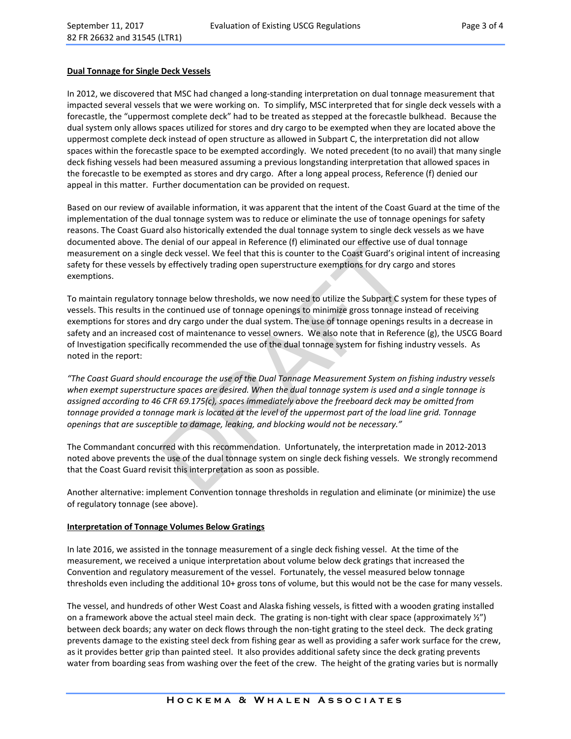**Dual Tonnage for Single Deck Vessels**

In 2012, we discovered that MSC had changed a long-standing interpretation on dual tonnage measurement that impacted several vessels that we were working on. To simplify, MSC interpreted that for single deck vessels with a forecastle, the "uppermost complete deck" had to be treated as stepped at the forecastle bulkhead. Because the dual system only allows spaces utilized for stores and dry cargo to be exempted when they are located above the uppermost complete deck instead of open structure as allowed in Subpart C, the interpretation did not allow spaces within the forecastle space to be exempted accordingly. We noted precedent (to no avail) that many single deck fishing vessels had been measured assuming a previous longstanding interpretation that allowed spaces in the forecastle to be exempted as stores and dry cargo. After a long appeal process, Reference (f) denied our appeal in this matter. Further documentation can be provided on request.

Based on our review of available information, it was apparent that the intent of the Coast Guard at the time of the implementation of the dual tonnage system was to reduce or eliminate the use of tonnage openings for safety reasons. The Coast Guard also historically extended the dual tonnage system to single deck vessels as we have documented above. The denial of our appeal in Reference (f) eliminated our effective use of dual tonnage measurement on a single deck vessel. We feel that this is counter to the Coast Guard's original intent of increasing safety for these vessels by effectively trading open superstructure exemptions for dry cargo and stores exemptions.

To maintain regulatory tonnage below thresholds, we now need to utilize the Subpart C system for these types of vessels. This results in the continued use of tonnage openings to minimize gross tonnage instead of receiving exemptions for stores and dry cargo under the dual system. The use of tonnage openings results in a decrease in safety and an increased cost of maintenance to vessel owners. We also note that in Reference (g), the USCG Board of Investigation specifically recommended the use of the dual tonnage system for fishing industry vessels. As noted in the report:

*"The Coast Guard should encourage the use of the Dual Tonnage Measurement System on fishing industry vessels when exempt superstructure spaces are desired. When the dual tonnage system is used and a single tonnage is assigned according to 46 CFR 69.175(c), spaces immediately above the freeboard deck may be omitted from tonnage provided a tonnage mark is located at the level of the uppermost part of the load line grid. Tonnage openings that are susceptible to damage, leaking, and blocking would not be necessary."*

The Commandant concurred with this recommendation. Unfortunately, the interpretation made in 2012-2013 noted above prevents the use of the dual tonnage system on single deck fishing vessels. We strongly recommend that the Coast Guard revisit this interpretation as soon as possible.

Another alternative: implement Convention tonnage thresholds in regulation and eliminate (or minimize) the use of regulatory tonnage (see above).

**Interpretation of Tonnage Volumes Below Gratings**

In late 2016, we assisted in the tonnage measurement of a single deck fishing vessel. At the time of the measurement, we received a unique interpretation about volume below deck gratings that increased the Convention and regulatory measurement of the vessel. Fortunately, the vessel measured below tonnage thresholds even including the additional 10+ gross tons of volume, but this would not be the case for many vessels.

The vessel, and hundreds of other West Coast and Alaska fishing vessels, is fitted with a wooden grating installed on a framework above the actual steel main deck. The grating is non-tight with clear space (approximately ½") between deck boards; any water on deck flows through the non-tight grating to the steel deck. The deck grating prevents damage to the existing steel deck from fishing gear as well as providing a safer work surface for the crew, as it provides better grip than painted steel. It also provides additional safety since the deck grating prevents water from boarding seas from washing over the feet of the crew. The height of the grating varies but is normally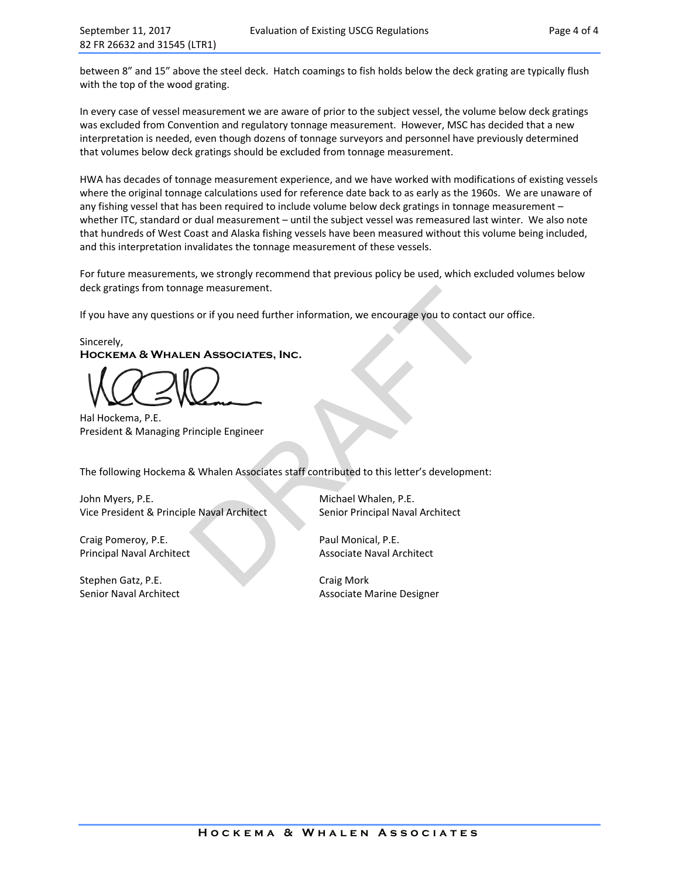between 8" and 15" above the steel deck. Hatch coamings to fish holds below the deck grating are typically flush with the top of the wood grating.

In every case of vessel measurement we are aware of prior to the subject vessel, the volume below deck gratings was excluded from Convention and regulatory tonnage measurement. However, MSC has decided that a new interpretation is needed, even though dozens of tonnage surveyors and personnel have previously determined that volumes below deck gratings should be excluded from tonnage measurement.

HWA has decades of tonnage measurement experience, and we have worked with modifications of existing vessels where the original tonnage calculations used for reference date back to as early as the 1960s. We are unaware of any fishing vessel that has been required to include volume below deck gratings in tonnage measurement – whether ITC, standard or dual measurement – until the subject vessel was remeasured last winter. We also note that hundreds of West Coast and Alaska fishing vessels have been measured without this volume being included, and this interpretation invalidates the tonnage measurement of these vessels.

For future measurements, we strongly recommend that previous policy be used, which excluded volumes below deck gratings from tonnage measurement.

If you have any questions or if you need further information, we encourage you to contact our office.

Sincerely,
**Hockema & Whalen Associates, Inc.**

Hal Hockema, P.E.
President & Managing Principle Engineer

The following Hockema & Whalen Associates staff contributed to this letter's development:

John Myers, P.E.
Vice President & Principle Naval Architect

Michael Whalen, P.E.
Senior Principal Naval Architect

Craig Pomeroy, P.E.
Principal Naval Architect

Paul Monical, P.E.
Associate Naval Architect

Stephen Gatz, P.E.
Senior Naval Architect

Craig Mork
Associate Marine Designer